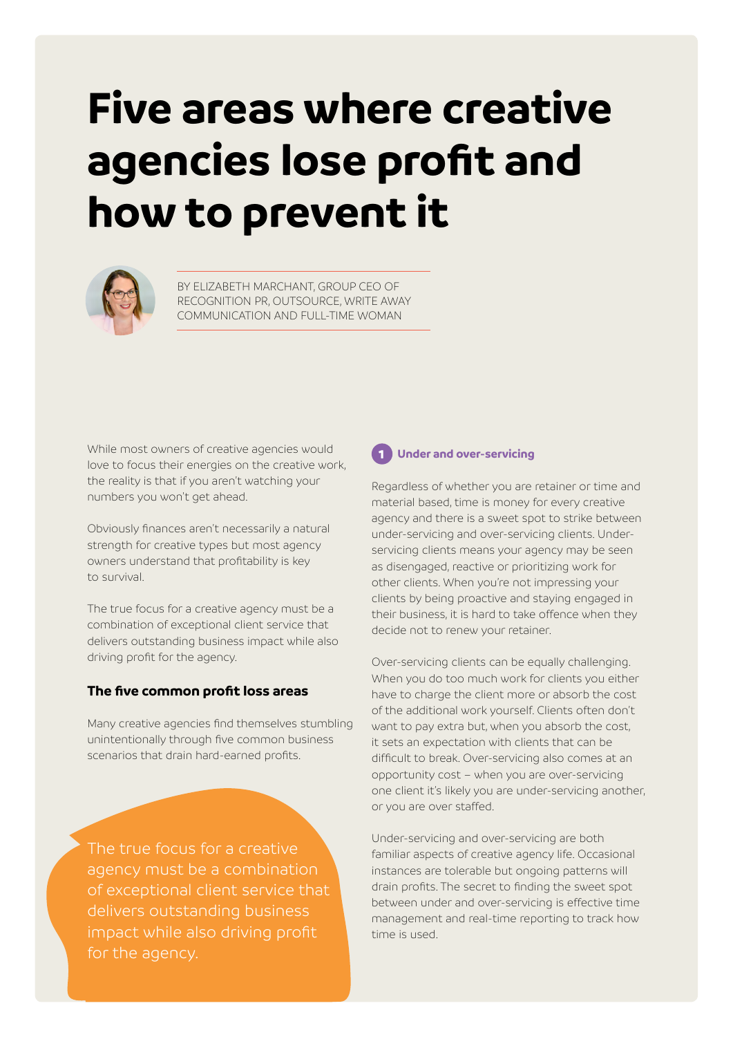# Five areas where creative agencies lose profit and how to prevent it

BY ELIZABETH MARCHANT, GROUP CEO OF RECOGNITION PR, OUTSOURCE, WRITE AWAY COMMUNICATION AND FULL-TIME WOMAN

While most owners of creative agencies would love to focus their energies on the creative work, the reality is that if you aren't watching your numbers you won't get ahead.

Obviously finances aren't necessarily a natural strength for creative types but most agency owners understand that profitability is key to survival.

The true focus for a creative agency must be a combination of exceptional client service that delivers outstanding business impact while also driving profit for the agency.

### The five common profit loss areas

Many creative agencies find themselves stumbling unintentionally through five common business scenarios that drain hard-earned profits.

> The true focus for a creative agency must be a combination of exceptional client service that delivers outstanding business impact while also driving profit for the agency.

#### 1 Under and over-servicing

Regardless of whether you are retainer or time and material based, time is money for every creative agency and there is a sweet spot to strike between under-servicing and over-servicing clients. Under-servicing clients means your agency may be seen as disengaged, reactive or prioritizing work for other clients. When you're not impressing your clients by being proactive and staying engaged in their business, it is hard to take offence when they decide not to renew your retainer.

Over-servicing clients can be equally challenging. When you do too much work for clients you either have to charge the client more or absorb the cost of the additional work yourself. Clients often don't want to pay extra but, when you absorb the cost, it sets an expectation with clients that can be difficult to break. Over-servicing also comes at an opportunity cost – when you are over-servicing one client it's likely you are under-servicing another, or you are over staffed.

Under-servicing and over-servicing are both familiar aspects of creative agency life. Occasional instances are tolerable but ongoing patterns will drain profits. The secret to finding the sweet spot between under and over-servicing is effective time management and real-time reporting to track how time is used.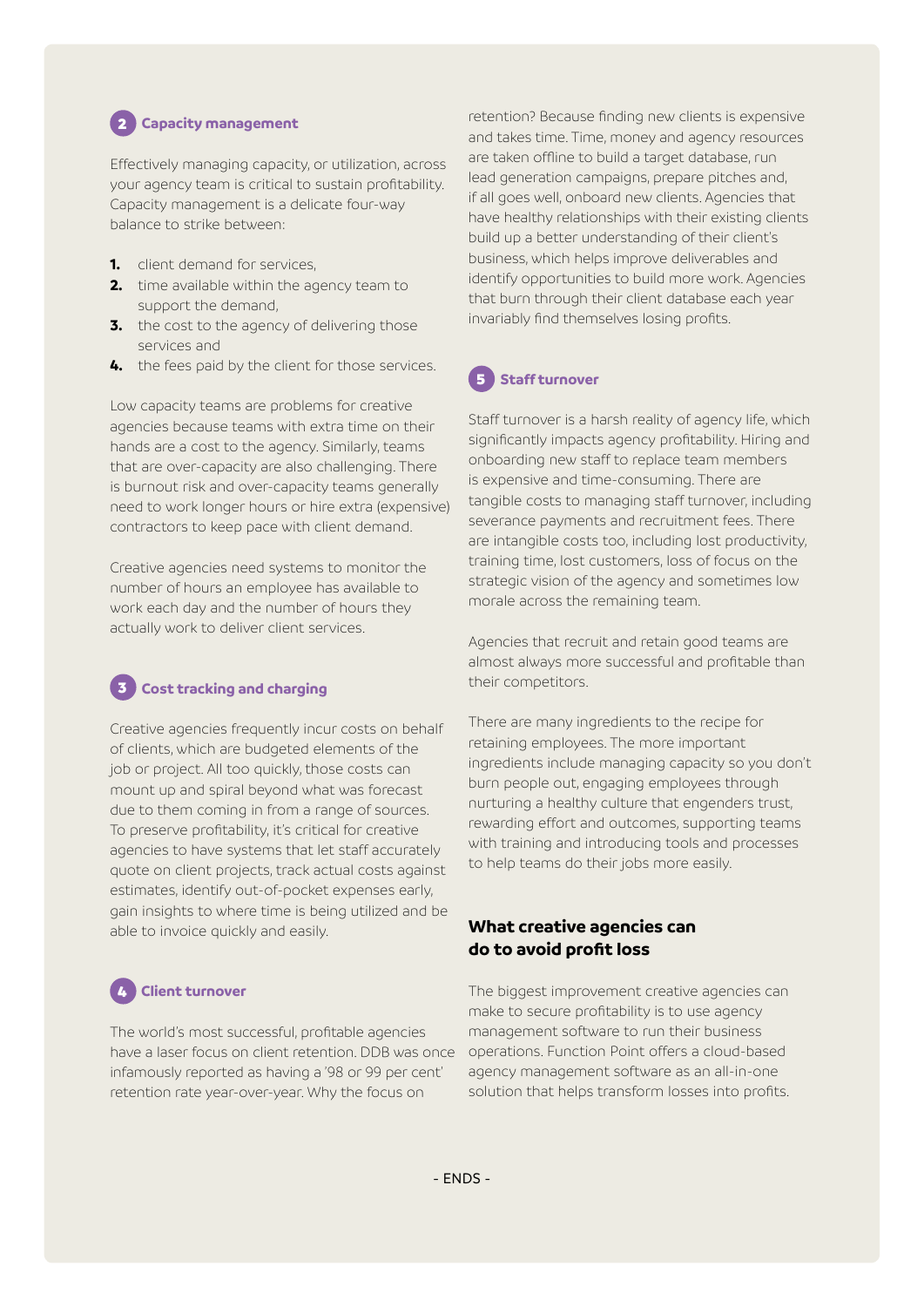## 2 Capacity management

Effectively managing capacity, or utilization, across your agency team is critical to sustain profitability. Capacity management is a delicate four-way balance to strike between:

1. client demand for services,
2. time available within the agency team to support the demand,
3. the cost to the agency of delivering those services and
4. the fees paid by the client for those services.

Low capacity teams are problems for creative agencies because teams with extra time on their hands are a cost to the agency. Similarly, teams that are over-capacity are also challenging. There is burnout risk and over-capacity teams generally need to work longer hours or hire extra (expensive) contractors to keep pace with client demand.

Creative agencies need systems to monitor the number of hours an employee has available to work each day and the number of hours they actually work to deliver client services.

## 3 Cost tracking and charging

Creative agencies frequently incur costs on behalf of clients, which are budgeted elements of the job or project. All too quickly, those costs can mount up and spiral beyond what was forecast due to them coming in from a range of sources. To preserve profitability, it's critical for creative agencies to have systems that let staff accurately quote on client projects, track actual costs against estimates, identify out-of-pocket expenses early, gain insights to where time is being utilized and be able to invoice quickly and easily.

## 4 Client turnover

The world's most successful, profitable agencies have a laser focus on client retention. DDB was once infamously reported as having a '98 or 99 per cent' retention rate year-over-year. Why the focus on retention? Because finding new clients is expensive and takes time. Time, money and agency resources are taken offline to build a target database, run lead generation campaigns, prepare pitches and, if all goes well, onboard new clients. Agencies that have healthy relationships with their existing clients build up a better understanding of their client's business, which helps improve deliverables and identify opportunities to build more work. Agencies that burn through their client database each year invariably find themselves losing profits.

## 5 Staff turnover

Staff turnover is a harsh reality of agency life, which significantly impacts agency profitability. Hiring and onboarding new staff to replace team members is expensive and time-consuming. There are tangible costs to managing staff turnover, including severance payments and recruitment fees. There are intangible costs too, including lost productivity, training time, lost customers, loss of focus on the strategic vision of the agency and sometimes low morale across the remaining team.

Agencies that recruit and retain good teams are almost always more successful and profitable than their competitors.

There are many ingredients to the recipe for retaining employees. The more important ingredients include managing capacity so you don't burn people out, engaging employees through nurturing a healthy culture that engenders trust, rewarding effort and outcomes, supporting teams with training and introducing tools and processes to help teams do their jobs more easily.

## What creative agencies can do to avoid profit loss

The biggest improvement creative agencies can make to secure profitability is to use agency management software to run their business operations. Function Point offers a cloud-based agency management software as an all-in-one solution that helps transform losses into profits.

- ENDS -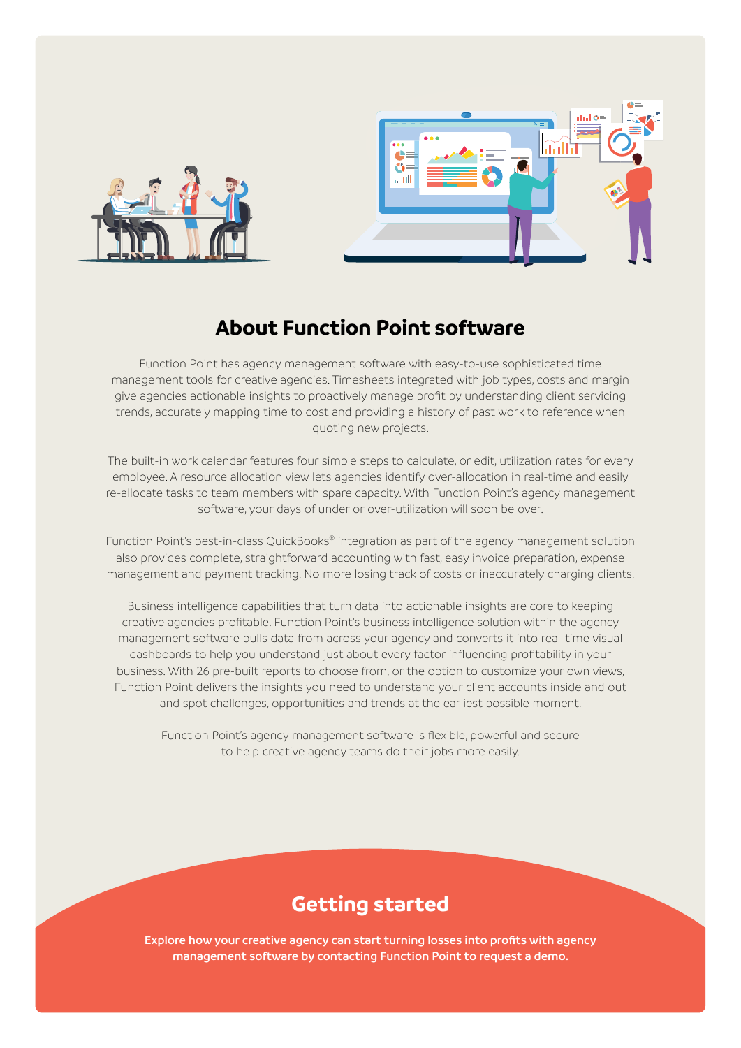## About Function Point software

Function Point has agency management software with easy-to-use sophisticated time management tools for creative agencies. Timesheets integrated with job types, costs and margin give agencies actionable insights to proactively manage profit by understanding client servicing trends, accurately mapping time to cost and providing a history of past work to reference when quoting new projects.

The built-in work calendar features four simple steps to calculate, or edit, utilization rates for every employee. A resource allocation view lets agencies identify over-allocation in real-time and easily re-allocate tasks to team members with spare capacity. With Function Point's agency management software, your days of under or over-utilization will soon be over.

Function Point's best-in-class QuickBooks® integration as part of the agency management solution also provides complete, straightforward accounting with fast, easy invoice preparation, expense management and payment tracking. No more losing track of costs or inaccurately charging clients.

Business intelligence capabilities that turn data into actionable insights are core to keeping creative agencies profitable. Function Point's business intelligence solution within the agency management software pulls data from across your agency and converts it into real-time visual dashboards to help you understand just about every factor influencing profitability in your business. With 26 pre-built reports to choose from, or the option to customize your own views, Function Point delivers the insights you need to understand your client accounts inside and out and spot challenges, opportunities and trends at the earliest possible moment.

Function Point's agency management software is flexible, powerful and secure to help creative agency teams do their jobs more easily.

## Getting started

**Explore how your creative agency can start turning losses into profits with agency management software by contacting Function Point to request a demo.**